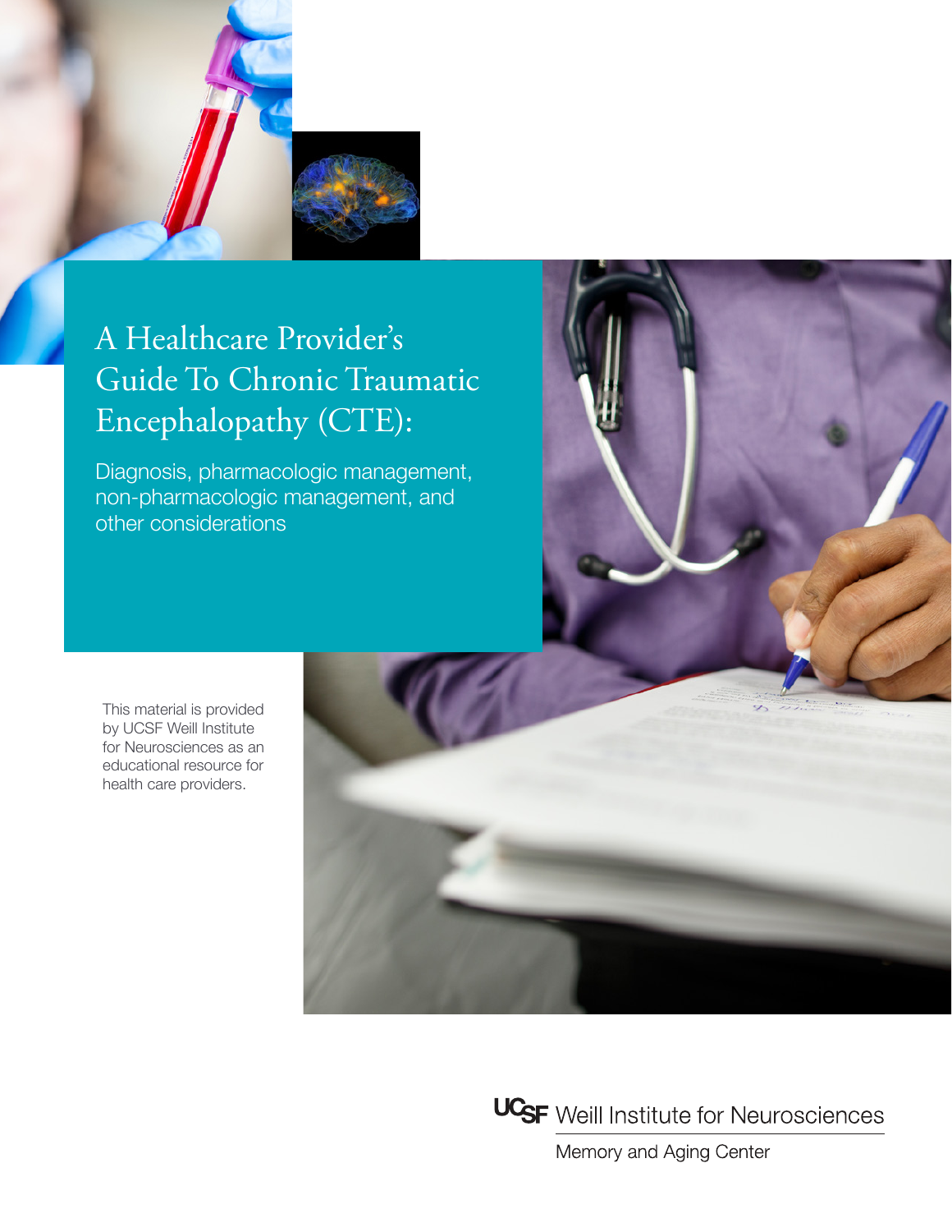# A Healthcare Provider's Guide To Chronic Traumatic Encephalopathy (CTE):

Diagnosis, pharmacologic management, non-pharmacologic management, and other considerations

This material is provided by UCSF Weill Institute for Neurosciences as an educational resource for health care providers.

UCSF Weill Institute for Neurosciences

Memory and Aging Center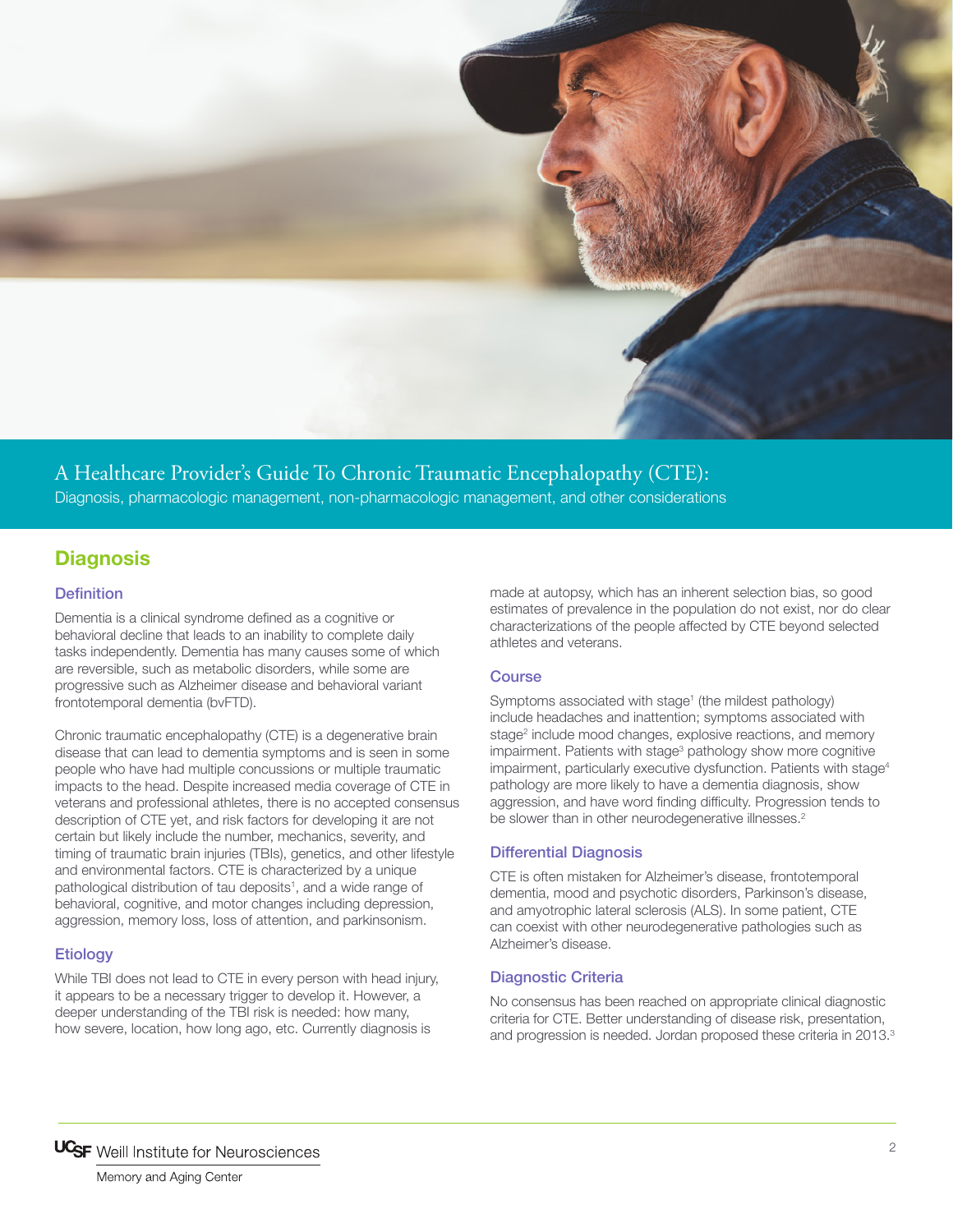# A Healthcare Provider's Guide To Chronic Traumatic Encephalopathy (CTE):

Diagnosis, pharmacologic management, non-pharmacologic management, and other considerations

## Diagnosis

### Definition

Dementia is a clinical syndrome defined as a cognitive or behavioral decline that leads to an inability to complete daily tasks independently. Dementia has many causes some of which are reversible, such as metabolic disorders, while some are progressive such as Alzheimer disease and behavioral variant frontotemporal dementia (bvFTD).

Chronic traumatic encephalopathy (CTE) is a degenerative brain disease that can lead to dementia symptoms and is seen in some people who have had multiple concussions or multiple traumatic impacts to the head. Despite increased media coverage of CTE in veterans and professional athletes, there is no accepted consensus description of CTE yet, and risk factors for developing it are not certain but likely include the number, mechanics, severity, and timing of traumatic brain injuries (TBIs), genetics, and other lifestyle and environmental factors. CTE is characterized by a unique pathological distribution of tau deposits[1], and a wide range of behavioral, cognitive, and motor changes including depression, aggression, memory loss, loss of attention, and parkinsonism.

### Etiology

While TBI does not lead to CTE in every person with head injury, it appears to be a necessary trigger to develop it. However, a deeper understanding of the TBI risk is needed: how many, how severe, location, how long ago, etc. Currently diagnosis is made at autopsy, which has an inherent selection bias, so good estimates of prevalence in the population do not exist, nor do clear characterizations of the people affected by CTE beyond selected athletes and veterans.

### Course

Symptoms associated with stage[1] (the mildest pathology) include headaches and inattention; symptoms associated with stage[2] include mood changes, explosive reactions, and memory impairment. Patients with stage[3] pathology show more cognitive impairment, particularly executive dysfunction. Patients with stage[4] pathology are more likely to have a dementia diagnosis, show aggression, and have word finding difficulty. Progression tends to be slower than in other neurodegenerative illnesses.[2]

### Differential Diagnosis

CTE is often mistaken for Alzheimer's disease, frontotemporal dementia, mood and psychotic disorders, Parkinson's disease, and amyotrophic lateral sclerosis (ALS). In some patient, CTE can coexist with other neurodegenerative pathologies such as Alzheimer's disease.

### Diagnostic Criteria

No consensus has been reached on appropriate clinical diagnostic criteria for CTE. Better understanding of disease risk, presentation, and progression is needed. Jordan proposed these criteria in 2013.[3]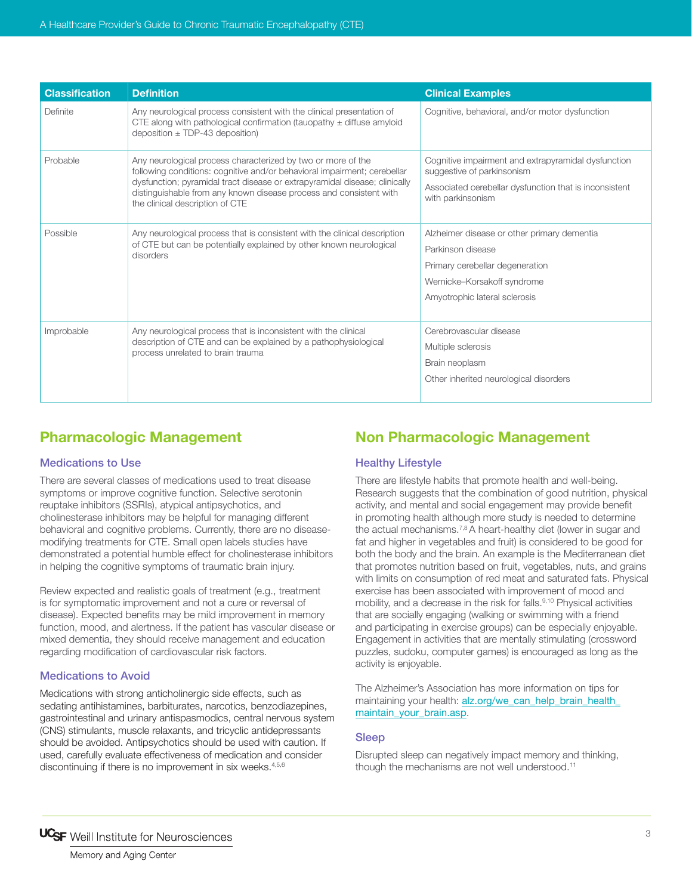| Classification | Definition | Clinical Examples |
|---|---|---|
| Definite | Any neurological process consistent with the clinical presentation of CTE along with pathological confirmation (tauopathy ± diffuse amyloid deposition ± TDP-43 deposition) | Cognitive, behavioral, and/or motor dysfunction |
| Probable | Any neurological process characterized by two or more of the following conditions: cognitive and/or behavioral impairment; cerebellar dysfunction; pyramidal tract disease or extrapyramidal disease; clinically distinguishable from any known disease process and consistent with the clinical description of CTE | Cognitive impairment and extrapyramidal dysfunction suggestive of parkinsonism<br>Associated cerebellar dysfunction that is inconsistent with parkinsonism |
| Possible | Any neurological process that is consistent with the clinical description of CTE but can be potentially explained by other known neurological disorders | Alzheimer disease or other primary dementia<br>Parkinson disease<br>Primary cerebellar degeneration<br>Wernicke–Korsakoff syndrome<br>Amyotrophic lateral sclerosis |
| Improbable | Any neurological process that is inconsistent with the clinical description of CTE and can be explained by a pathophysiological process unrelated to brain trauma | Cerebrovascular disease<br>Multiple sclerosis<br>Brain neoplasm<br>Other inherited neurological disorders |

## Pharmacologic Management

### Medications to Use

There are several classes of medications used to treat disease symptoms or improve cognitive function. Selective serotonin reuptake inhibitors (SSRIs), atypical antipsychotics, and cholinesterase inhibitors may be helpful for managing different behavioral and cognitive problems. Currently, there are no disease-modifying treatments for CTE. Small open labels studies have demonstrated a potential humble effect for cholinesterase inhibitors in helping the cognitive symptoms of traumatic brain injury.

Review expected and realistic goals of treatment (e.g., treatment is for symptomatic improvement and not a cure or reversal of disease). Expected benefits may be mild improvement in memory function, mood, and alertness. If the patient has vascular disease or mixed dementia, they should receive management and education regarding modification of cardiovascular risk factors.

### Medications to Avoid

Medications with strong anticholinergic side effects, such as sedating antihistamines, barbiturates, narcotics, benzodiazepines, gastrointestinal and urinary antispasmodics, central nervous system (CNS) stimulants, muscle relaxants, and tricyclic antidepressants should be avoided. Antipsychotics should be used with caution. If used, carefully evaluate effectiveness of medication and consider discontinuing if there is no improvement in six weeks.[4,5,6]

## Non Pharmacologic Management

### Healthy Lifestyle

There are lifestyle habits that promote health and well-being. Research suggests that the combination of good nutrition, physical activity, and mental and social engagement may provide benefit in promoting health although more study is needed to determine the actual mechanisms.[7,8] A heart-healthy diet (lower in sugar and fat and higher in vegetables and fruit) is considered to be good for both the body and the brain. An example is the Mediterranean diet that promotes nutrition based on fruit, vegetables, nuts, and grains with limits on consumption of red meat and saturated fats. Physical exercise has been associated with improvement of mood and mobility, and a decrease in the risk for falls.[9,10] Physical activities that are socially engaging (walking or swimming with a friend and participating in exercise groups) can be especially enjoyable. Engagement in activities that are mentally stimulating (crossword puzzles, sudoku, computer games) is encouraged as long as the activity is enjoyable.

The Alzheimer's Association has more information on tips for maintaining your health: alz.org/we_can_help_brain_health_maintain_your_brain.asp.

### Sleep

Disrupted sleep can negatively impact memory and thinking, though the mechanisms are not well understood.[11]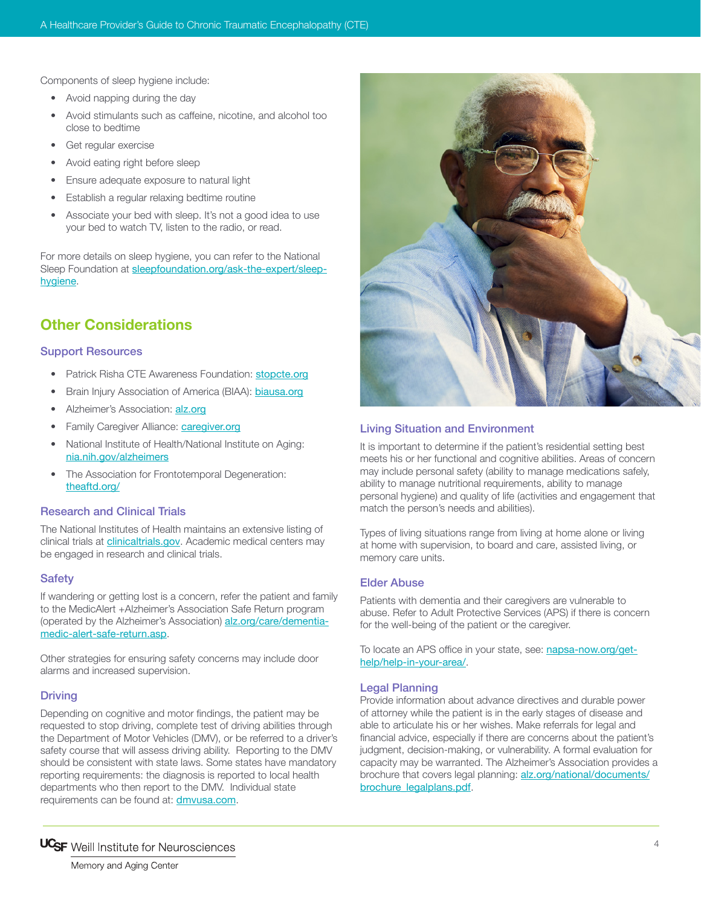Components of sleep hygiene include:

- Avoid napping during the day
- Avoid stimulants such as caffeine, nicotine, and alcohol too close to bedtime
- Get regular exercise
- Avoid eating right before sleep
- Ensure adequate exposure to natural light
- Establish a regular relaxing bedtime routine
- Associate your bed with sleep. It's not a good idea to use your bed to watch TV, listen to the radio, or read.

For more details on sleep hygiene, you can refer to the National Sleep Foundation at sleepfoundation.org/ask-the-expert/sleep-hygiene.

## Other Considerations

### Support Resources

- Patrick Risha CTE Awareness Foundation: stopcte.org
- Brain Injury Association of America (BIAA): biausa.org
- Alzheimer's Association: alz.org
- Family Caregiver Alliance: caregiver.org
- National Institute of Health/National Institute on Aging: nia.nih.gov/alzheimers
- The Association for Frontotemporal Degeneration: theaftd.org/

### Research and Clinical Trials

The National Institutes of Health maintains an extensive listing of clinical trials at clinicaltrials.gov. Academic medical centers may be engaged in research and clinical trials.

### Safety

If wandering or getting lost is a concern, refer the patient and family to the MedicAlert +Alzheimer's Association Safe Return program (operated by the Alzheimer's Association) alz.org/care/dementia-medic-alert-safe-return.asp.

Other strategies for ensuring safety concerns may include door alarms and increased supervision.

### Driving

Depending on cognitive and motor findings, the patient may be requested to stop driving, complete test of driving abilities through the Department of Motor Vehicles (DMV), or be referred to a driver's safety course that will assess driving ability. Reporting to the DMV should be consistent with state laws. Some states have mandatory reporting requirements: the diagnosis is reported to local health departments who then report to the DMV. Individual state requirements can be found at: dmvusa.com.

### Living Situation and Environment

It is important to determine if the patient's residential setting best meets his or her functional and cognitive abilities. Areas of concern may include personal safety (ability to manage medications safely, ability to manage nutritional requirements, ability to manage personal hygiene) and quality of life (activities and engagement that match the person's needs and abilities).

Types of living situations range from living at home alone or living at home with supervision, to board and care, assisted living, or memory care units.

### Elder Abuse

Patients with dementia and their caregivers are vulnerable to abuse. Refer to Adult Protective Services (APS) if there is concern for the well-being of the patient or the caregiver.

To locate an APS office in your state, see: napsa-now.org/get-help/help-in-your-area/.

### Legal Planning

Provide information about advance directives and durable power of attorney while the patient is in the early stages of disease and able to articulate his or her wishes. Make referrals for legal and financial advice, especially if there are concerns about the patient's judgment, decision-making, or vulnerability. A formal evaluation for capacity may be warranted. The Alzheimer's Association provides a brochure that covers legal planning: alz.org/national/documents/brochure_legalplans.pdf.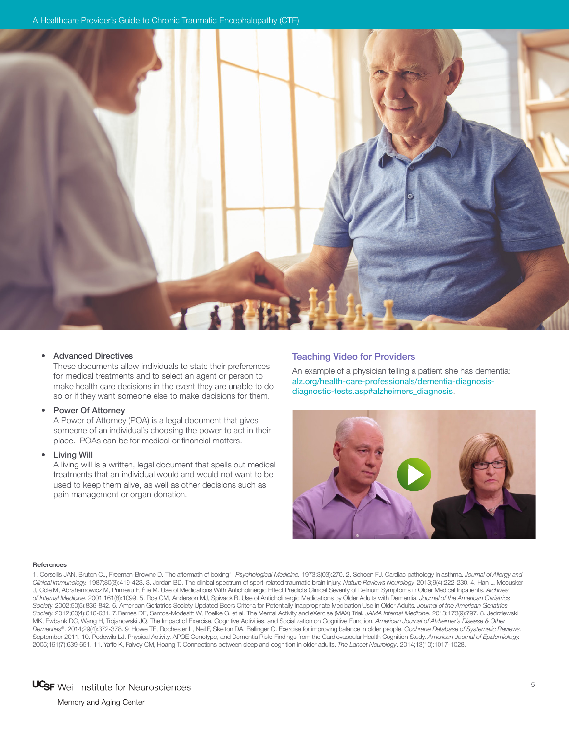- **Advanced Directives**
  These documents allow individuals to state their preferences for medical treatments and to select an agent or person to make health care decisions in the event they are unable to do so or if they want someone else to make decisions for them.
- **Power Of Attorney**
  A Power of Attorney (POA) is a legal document that gives someone of an individual's choosing the power to act in their place. POAs can be for medical or financial matters.
- **Living Will**
  A living will is a written, legal document that spells out medical treatments that an individual would and would not want to be used to keep them alive, as well as other decisions such as pain management or organ donation.

## Teaching Video for Providers

An example of a physician telling a patient she has dementia: alz.org/health-care-professionals/dementia-diagnosis-diagnostic-tests.asp#alzheimers_diagnosis.

**References**

1. Corsellis JAN, Bruton CJ, Freeman-Browne D. The aftermath of boxing1. *Psychological Medicine.* 1973;3(03):270. 2. Schoen FJ. Cardiac pathology in asthma. *Journal of Allergy and Clinical Immunology.* 1987;80(3):419-423. 3. Jordan BD. The clinical spectrum of sport-related traumatic brain injury. *Nature Reviews Neurology.* 2013;9(4):222-230. 4. Han L, Mccusker J, Cole M, Abrahamowicz M, Primeau F, Élie M. Use of Medications With Anticholinergic Effect Predicts Clinical Severity of Delirium Symptoms in Older Medical Inpatients. *Archives of Internal Medicine.* 2001;161(8):1099. 5. Roe CM, Anderson MJ, Spivack B. Use of Anticholinergic Medications by Older Adults with Dementia. *Journal of the American Geriatrics Society.* 2002;50(5):836-842. 6. American Geriatrics Society Updated Beers Criteria for Potentially Inappropriate Medication Use in Older Adults. *Journal of the American Geriatrics Society.* 2012;60(4):616-631. 7.Barnes DE, Santos-Modesitt W, Poelke G, et al. The Mental Activity and eXercise (MAX) Trial. *JAMA Internal Medicine.* 2013;173(9):797. 8. Jedrziewski MK, Ewbank DC, Wang H, Trojanowski JQ. The Impact of Exercise, Cognitive Activities, and Socialization on Cognitive Function. *American Journal of Alzheimer's Disease & Other Dementias®*. 2014;29(4):372-378. 9. Howe TE, Rochester L, Neil F, Skelton DA, Ballinger C. Exercise for improving balance in older people. *Cochrane Database of Systematic Reviews.* September 2011. 10. Podewils LJ. Physical Activity, APOE Genotype, and Dementia Risk: Findings from the Cardiovascular Health Cognition Study. *American Journal of Epidemiology.* 2005;161(7):639-651. 11. Yaffe K, Falvey CM, Hoang T. Connections between sleep and cognition in older adults. *The Lancet Neurology*. 2014;13(10):1017-1028.

UCSF Weill Institute for Neurosciences
Memory and Aging Center